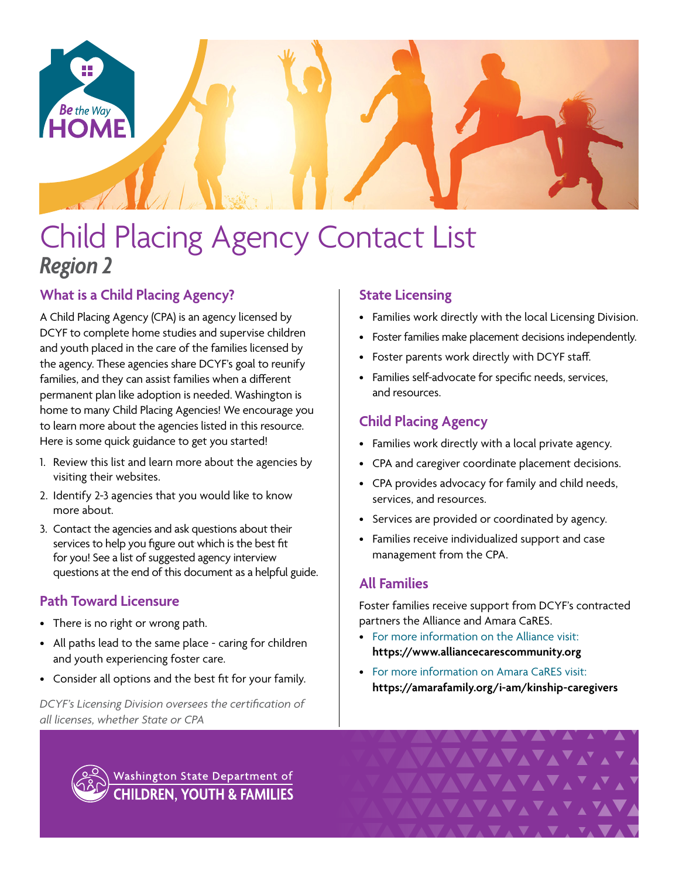# Child Placing Agency Contact List

***Region 2***

## What is a Child Placing Agency?

A Child Placing Agency (CPA) is an agency licensed by DCYF to complete home studies and supervise children and youth placed in the care of the families licensed by the agency. These agencies share DCYF's goal to reunify families, and they can assist families when a different permanent plan like adoption is needed. Washington is home to many Child Placing Agencies! We encourage you to learn more about the agencies listed in this resource. Here is some quick guidance to get you started!

1. Review this list and learn more about the agencies by visiting their websites.
2. Identify 2-3 agencies that you would like to know more about.
3. Contact the agencies and ask questions about their services to help you figure out which is the best fit for you! See a list of suggested agency interview questions at the end of this document as a helpful guide.

## Path Toward Licensure

- There is no right or wrong path.
- All paths lead to the same place - caring for children and youth experiencing foster care.
- Consider all options and the best fit for your family.

*DCYF's Licensing Division oversees the certification of all licenses, whether State or CPA*

## State Licensing

- Families work directly with the local Licensing Division.
- Foster families make placement decisions independently.
- Foster parents work directly with DCYF staff.
- Families self-advocate for specific needs, services, and resources.

## Child Placing Agency

- Families work directly with a local private agency.
- CPA and caregiver coordinate placement decisions.
- CPA provides advocacy for family and child needs, services, and resources.
- Services are provided or coordinated by agency.
- Families receive individualized support and case management from the CPA.

## All Families

Foster families receive support from DCYF's contracted partners the Alliance and Amara CaRES.

- For more information on the Alliance visit: **https://www.alliancecarescommunity.org**
- For more information on Amara CaRES visit: **https://amarafamily.org/i-am/kinship-caregivers**

Washington State Department of CHILDREN, YOUTH & FAMILIES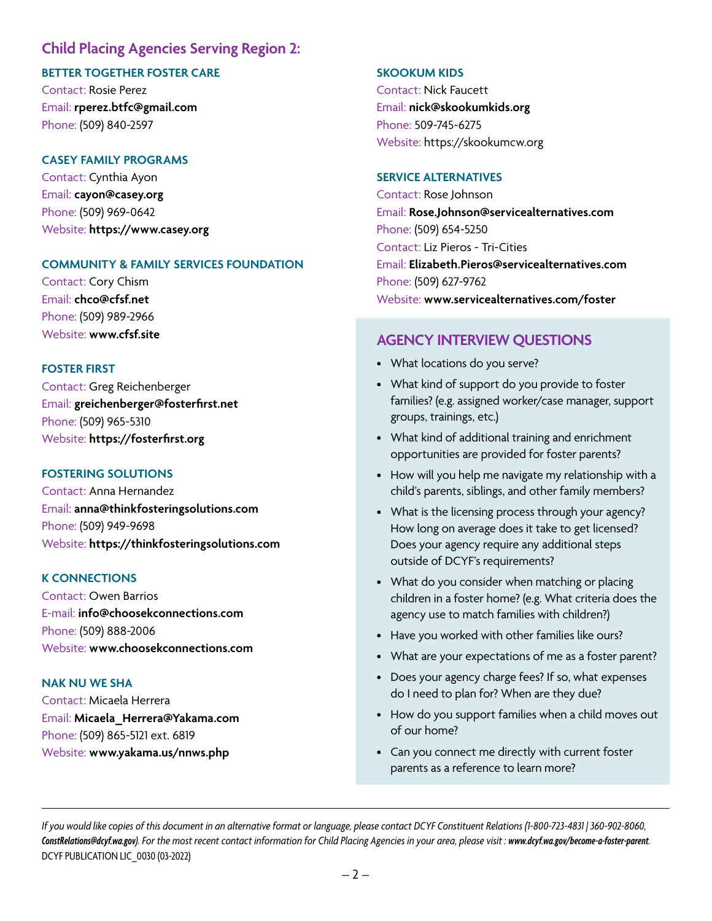## Child Placing Agencies Serving Region 2:

### BETTER TOGETHER FOSTER CARE

Contact: Rosie Perez
Email: **rperez.btfc@gmail.com**
Phone: (509) 840-2597

### CASEY FAMILY PROGRAMS

Contact: Cynthia Ayon
Email: **cayon@casey.org**
Phone: (509) 969-0642
Website: **https://www.casey.org**

### COMMUNITY & FAMILY SERVICES FOUNDATION

Contact: Cory Chism
Email: **chco@cfsf.net**
Phone: (509) 989-2966
Website: **www.cfsf.site**

### FOSTER FIRST

Contact: Greg Reichenberger
Email: **greichenberger@fosterfirst.net**
Phone: (509) 965-5310
Website: **https://fosterfirst.org**

### FOSTERING SOLUTIONS

Contact: Anna Hernandez
Email: **anna@thinkfosteringsolutions.com**
Phone: (509) 949-9698
Website: **https://thinkfosteringsolutions.com**

### K CONNECTIONS

Contact: Owen Barrios
E-mail: **info@choosekconnections.com**
Phone: (509) 888-2006
Website: **www.choosekconnections.com**

### NAK NU WE SHA

Contact: Micaela Herrera
Email: **Micaela_Herrera@Yakama.com**
Phone: (509) 865-5121 ext. 6819
Website: **www.yakama.us/nnws.php**

### SKOOKUM KIDS

Contact: Nick Faucett
Email: **nick@skookumkids.org**
Phone: 509-745-6275
Website: https://skookumcw.org

### SERVICE ALTERNATIVES

Contact: Rose Johnson
Email: **Rose.Johnson@servicealternatives.com**
Phone: (509) 654-5250
Contact: Liz Pieros - Tri-Cities
Email: **Elizabeth.Pieros@servicealternatives.com**
Phone: (509) 627-9762
Website: **www.servicealternatives.com/foster**

## AGENCY INTERVIEW QUESTIONS

- What locations do you serve?
- What kind of support do you provide to foster families? (e.g. assigned worker/case manager, support groups, trainings, etc.)
- What kind of additional training and enrichment opportunities are provided for foster parents?
- How will you help me navigate my relationship with a child's parents, siblings, and other family members?
- What is the licensing process through your agency? How long on average does it take to get licensed? Does your agency require any additional steps outside of DCYF's requirements?
- What do you consider when matching or placing children in a foster home? (e.g. What criteria does the agency use to match families with children?)
- Have you worked with other families like ours?
- What are your expectations of me as a foster parent?
- Does your agency charge fees? If so, what expenses do I need to plan for? When are they due?
- How do you support families when a child moves out of our home?
- Can you connect me directly with current foster parents as a reference to learn more?

---

*If you would like copies of this document in an alternative format or language, please contact DCYF Constituent Relations (1-800-723-4831 | 360-902-8060, **ConstRelations@dcyf.wa.gov**). For the most recent contact information for Child Placing Agencies in your area, please visit : **www.dcyf.wa.gov/become-a-foster-parent**.*
DCYF PUBLICATION LIC_0030 (03-2022)